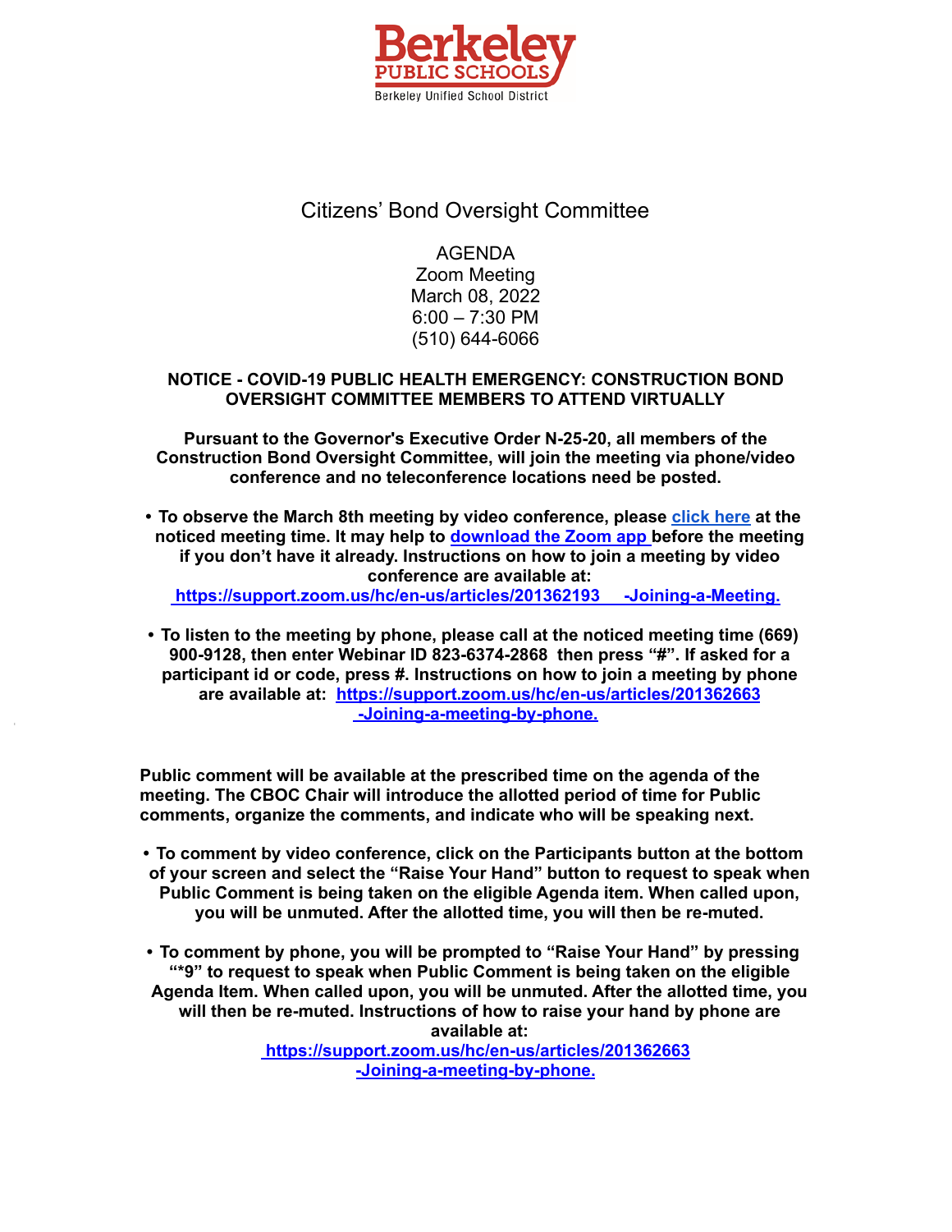Berkeley PUBLIC SCHOOLS
Berkeley Unified School District

# Citizens' Bond Oversight Committee

AGENDA
Zoom Meeting
March 08, 2022
6:00 – 7:30 PM
(510) 644-6066

**NOTICE - COVID-19 PUBLIC HEALTH EMERGENCY: CONSTRUCTION BOND OVERSIGHT COMMITTEE MEMBERS TO ATTEND VIRTUALLY**

**Pursuant to the Governor's Executive Order N-25-20, all members of the Construction Bond Oversight Committee, will join the meeting via phone/video conference and no teleconference locations need be posted.**

- **To observe the March 8th meeting by video conference, please click here at the noticed meeting time. It may help to download the Zoom app before the meeting if you don't have it already. Instructions on how to join a meeting by video conference are available at: https://support.zoom.us/hc/en-us/articles/201362193 -Joining-a-Meeting.**

- **To listen to the meeting by phone, please call at the noticed meeting time (669) 900-9128, then enter Webinar ID 823-6374-2868 then press "#". If asked for a participant id or code, press #. Instructions on how to join a meeting by phone are available at: https://support.zoom.us/hc/en-us/articles/201362663 -Joining-a-meeting-by-phone.**

**Public comment will be available at the prescribed time on the agenda of the meeting. The CBOC Chair will introduce the allotted period of time for Public comments, organize the comments, and indicate who will be speaking next.**

- **To comment by video conference, click on the Participants button at the bottom of your screen and select the "Raise Your Hand" button to request to speak when Public Comment is being taken on the eligible Agenda item. When called upon, you will be unmuted. After the allotted time, you will then be re-muted.**

- **To comment by phone, you will be prompted to "Raise Your Hand" by pressing "*9" to request to speak when Public Comment is being taken on the eligible Agenda Item. When called upon, you will be unmuted. After the allotted time, you will then be re-muted. Instructions of how to raise your hand by phone are available at: https://support.zoom.us/hc/en-us/articles/201362663 -Joining-a-meeting-by-phone.**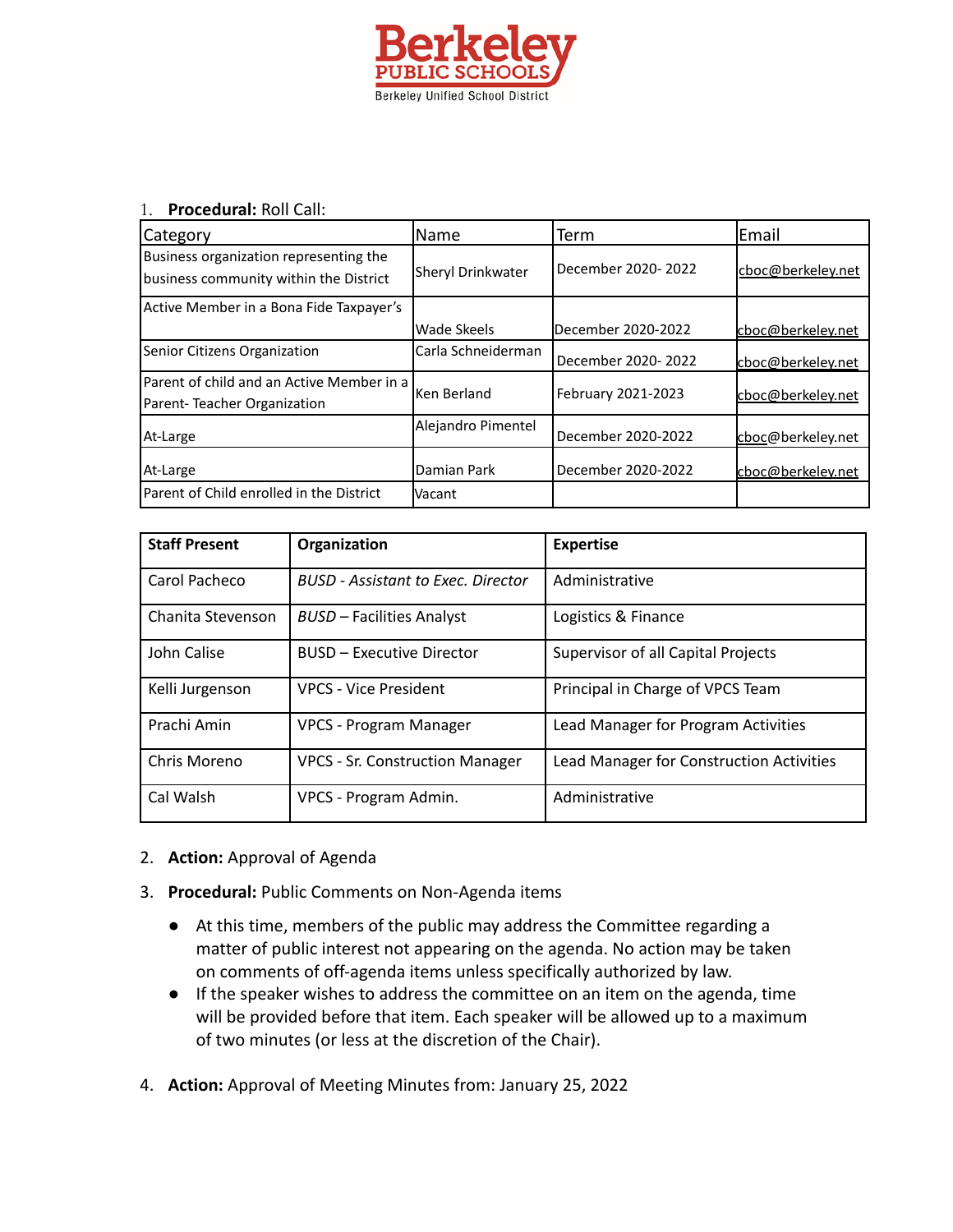Berkeley PUBLIC SCHOOLS
Berkeley Unified School District

1. **Procedural:** Roll Call:

| Category | Name | Term | Email |
|---|---|---|---|
| Business organization representing the business community within the District | Sheryl Drinkwater | December 2020- 2022 | cboc@berkeley.net |
| Active Member in a Bona Fide Taxpayer's | Wade Skeels | December 2020-2022 | cboc@berkeley.net |
| Senior Citizens Organization | Carla Schneiderman | December 2020- 2022 | cboc@berkeley.net |
| Parent of child and an Active Member in a Parent- Teacher Organization | Ken Berland | February 2021-2023 | cboc@berkeley.net |
| At-Large | Alejandro Pimentel | December 2020-2022 | cboc@berkeley.net |
| At-Large | Damian Park | December 2020-2022 | cboc@berkeley.net |
| Parent of Child enrolled in the District | Vacant | | |

| Staff Present | Organization | Expertise |
|---|---|---|
| Carol Pacheco | *BUSD - Assistant to Exec. Director* | Administrative |
| Chanita Stevenson | *BUSD* – Facilities Analyst | Logistics & Finance |
| John Calise | BUSD – Executive Director | Supervisor of all Capital Projects |
| Kelli Jurgenson | VPCS - Vice President | Principal in Charge of VPCS Team |
| Prachi Amin | VPCS - Program Manager | Lead Manager for Program Activities |
| Chris Moreno | VPCS - Sr. Construction Manager | Lead Manager for Construction Activities |
| Cal Walsh | VPCS - Program Admin. | Administrative |

2. **Action:** Approval of Agenda
3. **Procedural:** Public Comments on Non-Agenda items
   - At this time, members of the public may address the Committee regarding a matter of public interest not appearing on the agenda. No action may be taken on comments of off-agenda items unless specifically authorized by law.
   - If the speaker wishes to address the committee on an item on the agenda, time will be provided before that item. Each speaker will be allowed up to a maximum of two minutes (or less at the discretion of the Chair).
4. **Action:** Approval of Meeting Minutes from: January 25, 2022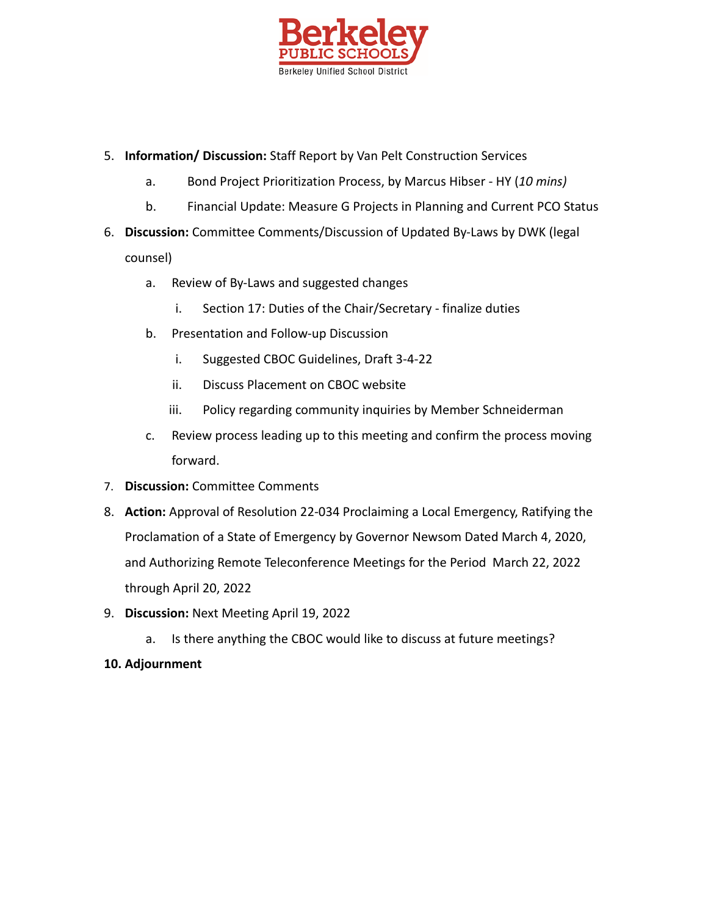5. **Information/ Discussion:** Staff Report by Van Pelt Construction Services
    a. Bond Project Prioritization Process, by Marcus Hibser - HY (*10 mins)*
    b. Financial Update: Measure G Projects in Planning and Current PCO Status
6. **Discussion:** Committee Comments/Discussion of Updated By-Laws by DWK (legal counsel)
    a. Review of By-Laws and suggested changes
        i. Section 17: Duties of the Chair/Secretary - finalize duties
    b. Presentation and Follow-up Discussion
        i. Suggested CBOC Guidelines, Draft 3-4-22
        ii. Discuss Placement on CBOC website
        iii. Policy regarding community inquiries by Member Schneiderman
    c. Review process leading up to this meeting and confirm the process moving forward.
7. **Discussion:** Committee Comments
8. **Action:** Approval of Resolution 22-034 Proclaiming a Local Emergency, Ratifying the Proclamation of a State of Emergency by Governor Newsom Dated March 4, 2020, and Authorizing Remote Teleconference Meetings for the Period March 22, 2022 through April 20, 2022
9. **Discussion:** Next Meeting April 19, 2022
    a. Is there anything the CBOC would like to discuss at future meetings?
10. **Adjournment**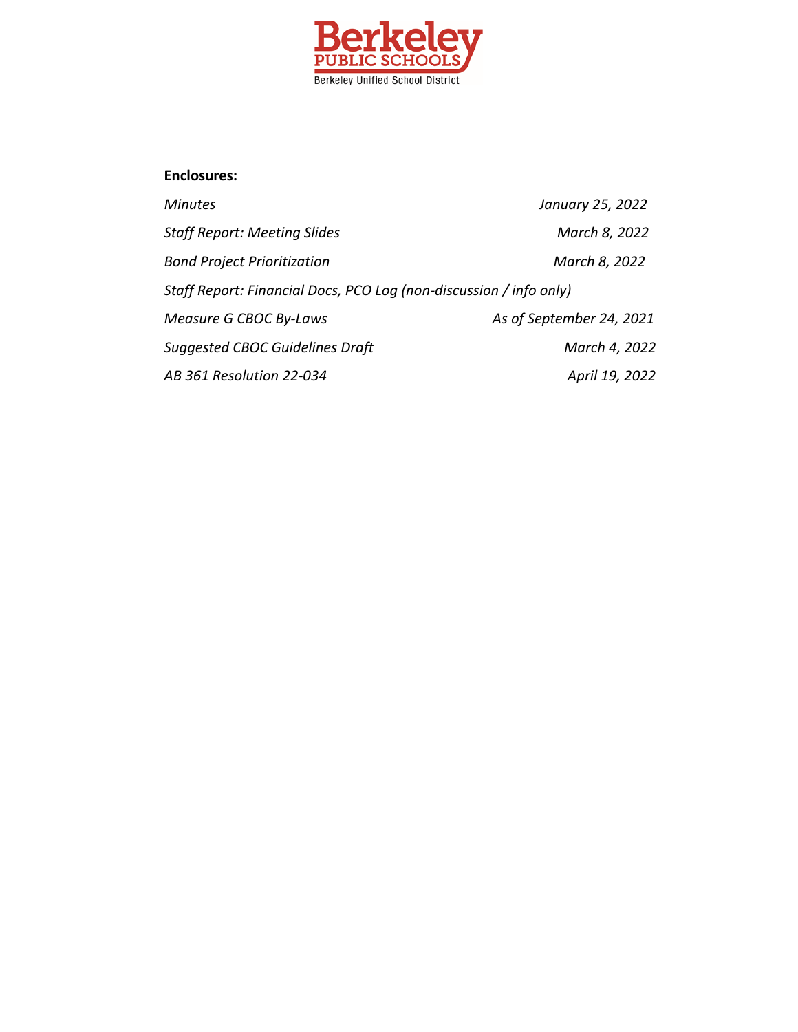**Berkeley PUBLIC SCHOOLS**

Berkeley Unified School District

**Enclosures:**

| | |
|---|---|
| *Minutes* | *January 25, 2022* |
| *Staff Report: Meeting Slides* | *March 8, 2022* |
| *Bond Project Prioritization* | *March 8, 2022* |
| *Staff Report: Financial Docs, PCO Log (non-discussion / info only)* | |
| *Measure G CBOC By-Laws* | *As of September 24, 2021* |
| *Suggested CBOC Guidelines Draft* | *March 4, 2022* |
| *AB 361 Resolution 22-034* | *April 19, 2022* |